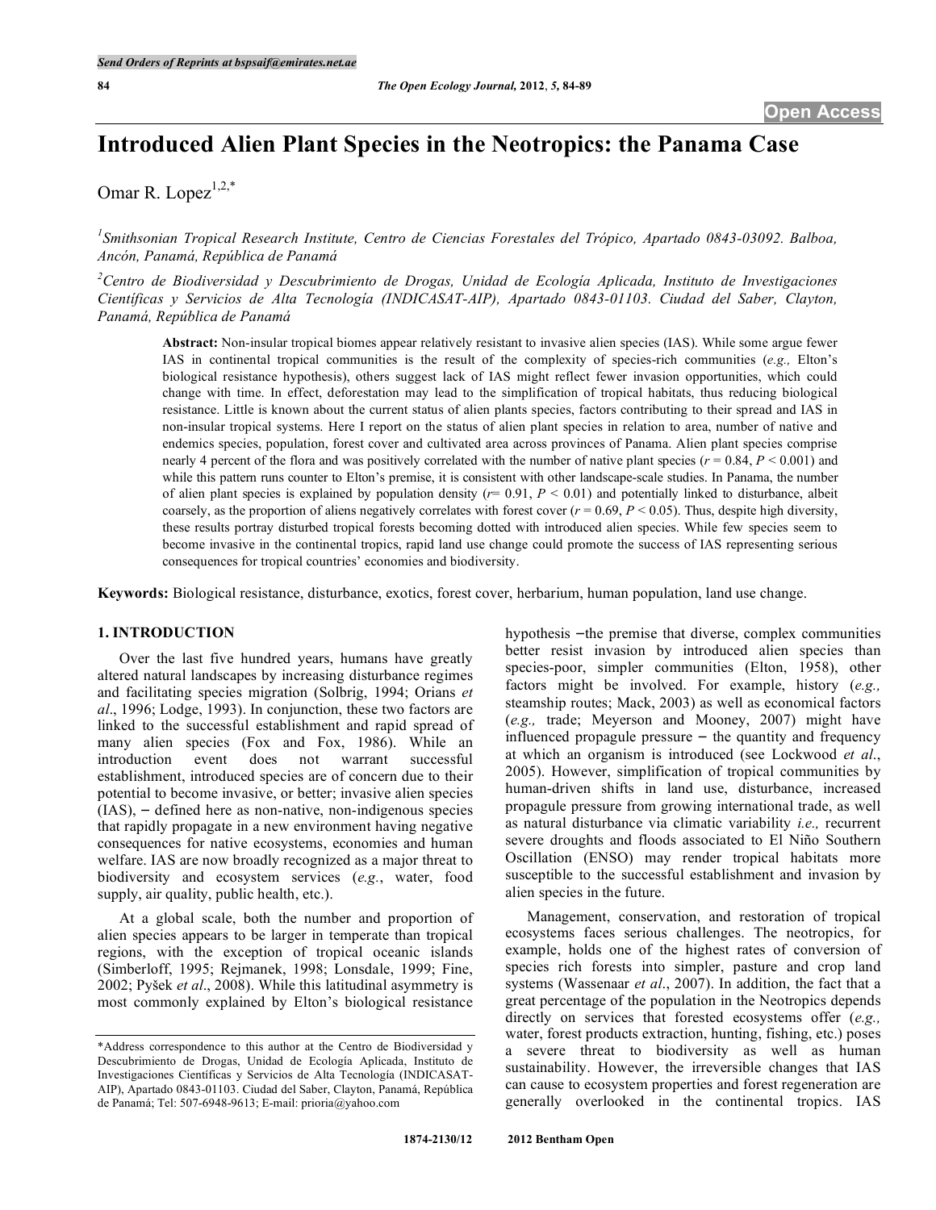# Introduced Alien Plant Species in the Neotropics: the Panama Case

Omar R. Lopez[1,2,*]

[1]*Smithsonian Tropical Research Institute, Centro de Ciencias Forestales del Trópico, Apartado 0843-03092. Balboa, Ancón, Panamá, República de Panamá*

[2]*Centro de Biodiversidad y Descubrimiento de Drogas, Unidad de Ecología Aplicada, Instituto de Investigaciones Científicas y Servicios de Alta Tecnología (INDICASAT-AIP), Apartado 0843-01103. Ciudad del Saber, Clayton, Panamá, República de Panamá*

**Abstract:** Non-insular tropical biomes appear relatively resistant to invasive alien species (IAS). While some argue fewer IAS in continental tropical communities is the result of the complexity of species-rich communities (*e.g.,* Elton's biological resistance hypothesis), others suggest lack of IAS might reflect fewer invasion opportunities, which could change with time. In effect, deforestation may lead to the simplification of tropical habitats, thus reducing biological resistance. Little is known about the current status of alien plants species, factors contributing to their spread and IAS in non-insular tropical systems. Here I report on the status of alien plant species in relation to area, number of native and endemics species, population, forest cover and cultivated area across provinces of Panama. Alien plant species comprise nearly 4 percent of the flora and was positively correlated with the number of native plant species ($r = 0.84$, $P < 0.001$) and while this pattern runs counter to Elton's premise, it is consistent with other landscape-scale studies. In Panama, the number of alien plant species is explained by population density ($r = 0.91$, $P < 0.01$) and potentially linked to disturbance, albeit coarsely, as the proportion of aliens negatively correlates with forest cover ($r = 0.69$, $P < 0.05$). Thus, despite high diversity, these results portray disturbed tropical forests becoming dotted with introduced alien species. While few species seem to become invasive in the continental tropics, rapid land use change could promote the success of IAS representing serious consequences for tropical countries' economies and biodiversity.

**Keywords:** Biological resistance, disturbance, exotics, forest cover, herbarium, human population, land use change.

## 1. INTRODUCTION

Over the last five hundred years, humans have greatly altered natural landscapes by increasing disturbance regimes and facilitating species migration (Solbrig, 1994; Orians *et al*., 1996; Lodge, 1993). In conjunction, these two factors are linked to the successful establishment and rapid spread of many alien species (Fox and Fox, 1986). While an introduction event does not warrant successful establishment, introduced species are of concern due to their potential to become invasive, or better; invasive alien species (IAS), – defined here as non-native, non-indigenous species that rapidly propagate in a new environment having negative consequences for native ecosystems, economies and human welfare. IAS are now broadly recognized as a major threat to biodiversity and ecosystem services (*e.g.*, water, food supply, air quality, public health, etc.).

At a global scale, both the number and proportion of alien species appears to be larger in temperate than tropical regions, with the exception of tropical oceanic islands (Simberloff, 1995; Rejmanek, 1998; Lonsdale, 1999; Fine, 2002; Pyšek *et al*., 2008). While this latitudinal asymmetry is most commonly explained by Elton's biological resistance hypothesis –the premise that diverse, complex communities better resist invasion by introduced alien species than species-poor, simpler communities (Elton, 1958), other factors might be involved. For example, history (*e.g.,* steamship routes; Mack, 2003) as well as economical factors (*e.g.,* trade; Meyerson and Mooney, 2007) might have influenced propagule pressure – the quantity and frequency at which an organism is introduced (see Lockwood *et al*., 2005). However, simplification of tropical communities by human-driven shifts in land use, disturbance, increased propagule pressure from growing international trade, as well as natural disturbance via climatic variability *i.e.,* recurrent severe droughts and floods associated to El Niño Southern Oscillation (ENSO) may render tropical habitats more susceptible to the successful establishment and invasion by alien species in the future.

Management, conservation, and restoration of tropical ecosystems faces serious challenges. The neotropics, for example, holds one of the highest rates of conversion of species rich forests into simpler, pasture and crop land systems (Wassenaar *et al*., 2007). In addition, the fact that a great percentage of the population in the Neotropics depends directly on services that forested ecosystems offer (*e.g.,* water, forest products extraction, hunting, fishing, etc.) poses a severe threat to biodiversity as well as human sustainability. However, the irreversible changes that IAS can cause to ecosystem properties and forest regeneration are generally overlooked in the continental tropics. IAS

*Address correspondence to this author at the Centro de Biodiversidad y Descubrimiento de Drogas, Unidad de Ecología Aplicada, Instituto de Investigaciones Científicas y Servicios de Alta Tecnología (INDICASAT-AIP), Apartado 0843-01103. Ciudad del Saber, Clayton, Panamá, República de Panamá; Tel: 507-6948-9613; E-mail: prioria@yahoo.com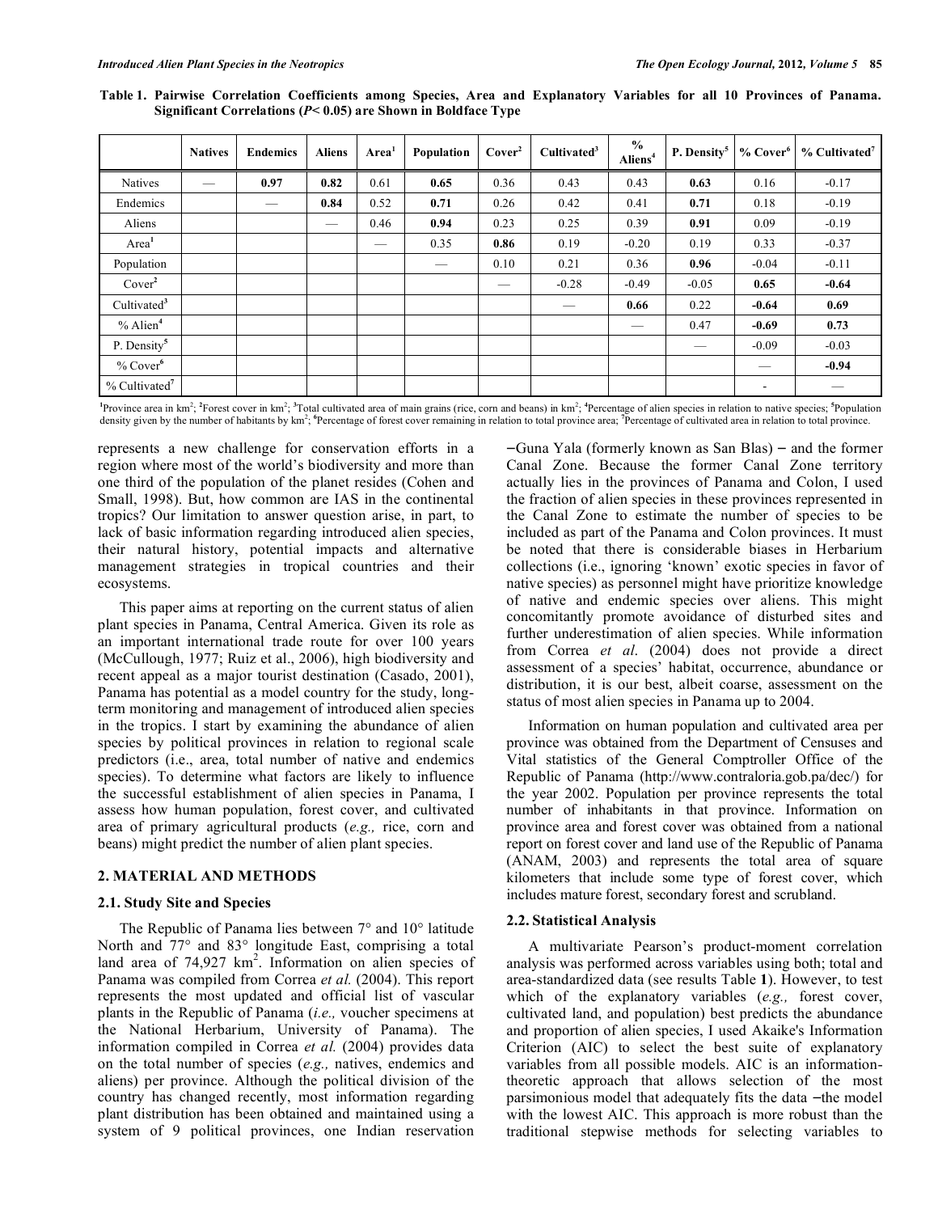**Table 1. Pairwise Correlation Coefficients among Species, Area and Explanatory Variables for all 10 Provinces of Panama. Significant Correlations ($P< 0.05$) are Shown in Boldface Type**

| | Natives | Endemics | Aliens | Area[1] | Population | Cover[2] | Cultivated[3] | % Aliens[4] | P. Density[5] | % Cover[6] | % Cultivated[7] |
|---|---|---|---|---|---|---|---|---|---|---|---|
| Natives | — | **0.97** | **0.82** | 0.61 | **0.65** | 0.36 | 0.43 | 0.43 | **0.63** | 0.16 | -0.17 |
| Endemics | | — | **0.84** | 0.52 | **0.71** | 0.26 | 0.42 | 0.41 | **0.71** | 0.18 | -0.19 |
| Aliens | | | — | 0.46 | **0.94** | 0.23 | 0.25 | 0.39 | **0.91** | 0.09 | -0.19 |
| Area[1] | | | | — | 0.35 | **0.86** | 0.19 | -0.20 | 0.19 | 0.33 | -0.37 |
| Population | | | | | — | 0.10 | 0.21 | 0.36 | **0.96** | -0.04 | -0.11 |
| Cover[2] | | | | | | — | -0.28 | -0.49 | -0.05 | **0.65** | **-0.64** |
| Cultivated[3] | | | | | | | — | **0.66** | 0.22 | **-0.64** | **0.69** |
| % Alien[4] | | | | | | | | — | 0.47 | **-0.69** | **0.73** |
| P. Density[5] | | | | | | | | | — | -0.09 | -0.03 |
| % Cover[6] | | | | | | | | | | — | **-0.94** |
| % Cultivated[7] | | | | | | | | | | - | — |

[1]Province area in km$^2$; [2]Forest cover in km$^2$; [3]Total cultivated area of main grains (rice, corn and beans) in km$^2$; [4]Percentage of alien species in relation to native species; [5]Population density given by the number of habitants by km$^2$; [6]Percentage of forest cover remaining in relation to total province area; [7]Percentage of cultivated area in relation to total province.

represents a new challenge for conservation efforts in a region where most of the world's biodiversity and more than one third of the population of the planet resides (Cohen and Small, 1998). But, how common are IAS in the continental tropics? Our limitation to answer question arise, in part, to lack of basic information regarding introduced alien species, their natural history, potential impacts and alternative management strategies in tropical countries and their ecosystems.

This paper aims at reporting on the current status of alien plant species in Panama, Central America. Given its role as an important international trade route for over 100 years (McCullough, 1977; Ruiz et al., 2006), high biodiversity and recent appeal as a major tourist destination (Casado, 2001), Panama has potential as a model country for the study, long-term monitoring and management of introduced alien species in the tropics. I start by examining the abundance of alien species by political provinces in relation to regional scale predictors (i.e., area, total number of native and endemics species). To determine what factors are likely to influence the successful establishment of alien species in Panama, I assess how human population, forest cover, and cultivated area of primary agricultural products (*e.g.,* rice, corn and beans) might predict the number of alien plant species.

## 2. MATERIAL AND METHODS

### 2.1. Study Site and Species

The Republic of Panama lies between 7° and 10° latitude North and 77° and 83° longitude East, comprising a total land area of 74,927 km$^2$. Information on alien species of Panama was compiled from Correa *et al.* (2004). This report represents the most updated and official list of vascular plants in the Republic of Panama (*i.e.,* voucher specimens at the National Herbarium, University of Panama). The information compiled in Correa *et al.* (2004) provides data on the total number of species (*e.g.,* natives, endemics and aliens) per province. Although the political division of the country has changed recently, most information regarding plant distribution has been obtained and maintained using a system of 9 political provinces, one Indian reservation −Guna Yala (formerly known as San Blas) − and the former Canal Zone. Because the former Canal Zone territory actually lies in the provinces of Panama and Colon, I used the fraction of alien species in these provinces represented in the Canal Zone to estimate the number of species to be included as part of the Panama and Colon provinces. It must be noted that there is considerable biases in Herbarium collections (i.e., ignoring 'known' exotic species in favor of native species) as personnel might have prioritize knowledge of native and endemic species over aliens. This might concomitantly promote avoidance of disturbed sites and further underestimation of alien species. While information from Correa *et al*. (2004) does not provide a direct assessment of a species' habitat, occurrence, abundance or distribution, it is our best, albeit coarse, assessment on the status of most alien species in Panama up to 2004.

Information on human population and cultivated area per province was obtained from the Department of Censuses and Vital statistics of the General Comptroller Office of the Republic of Panama (http://www.contraloria.gob.pa/dec/) for the year 2002. Population per province represents the total number of inhabitants in that province. Information on province area and forest cover was obtained from a national report on forest cover and land use of the Republic of Panama (ANAM, 2003) and represents the total area of square kilometers that include some type of forest cover, which includes mature forest, secondary forest and scrubland.

### 2.2. Statistical Analysis

A multivariate Pearson's product-moment correlation analysis was performed across variables using both; total and area-standardized data (see results Table **1**). However, to test which of the explanatory variables (*e.g.,* forest cover, cultivated land, and population) best predicts the abundance and proportion of alien species, I used Akaike's Information Criterion (AIC) to select the best suite of explanatory variables from all possible models. AIC is an information-theoretic approach that allows selection of the most parsimonious model that adequately fits the data −the model with the lowest AIC. This approach is more robust than the traditional stepwise methods for selecting variables to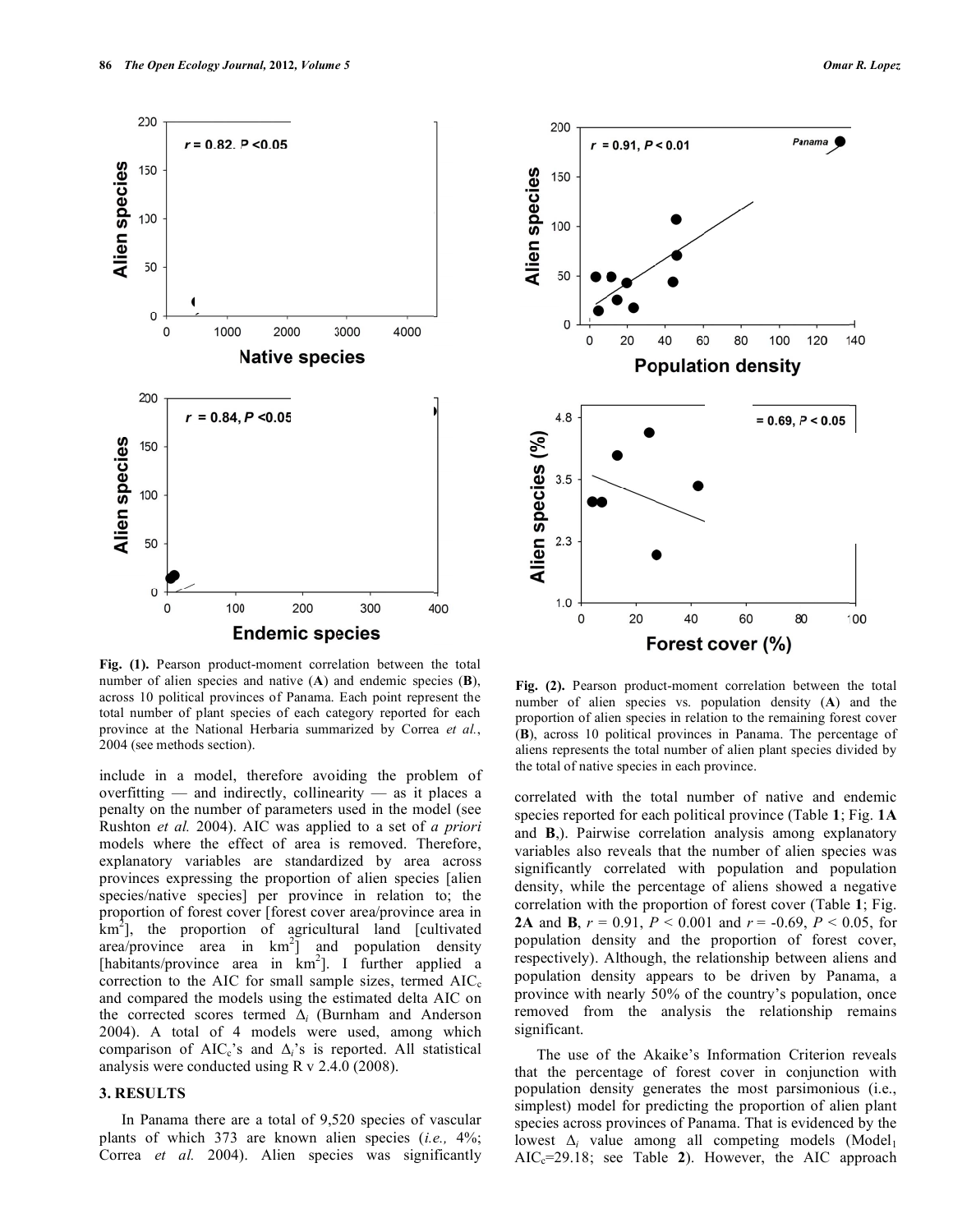Fig. (1). Pearson product-moment correlation between the total number of alien species and native (**A**) and endemic species (**B**), across 10 political provinces of Panama. Each point represent the total number of plant species of each category reported for each province at the National Herbaria summarized by Correa *et al.*, 2004 (see methods section).

Fig. (2). Pearson product-moment correlation between the total number of alien species vs. population density (**A**) and the proportion of alien species in relation to the remaining forest cover (**B**), across 10 political provinces in Panama. The percentage of aliens represents the total number of alien plant species divided by the total of native species in each province.

include in a model, therefore avoiding the problem of overfitting — and indirectly, collinearity — as it places a penalty on the number of parameters used in the model (see Rushton *et al.* 2004). AIC was applied to a set of *a priori* models where the effect of area is removed. Therefore, explanatory variables are standardized by area across provinces expressing the proportion of alien species [alien species/native species] per province in relation to; the proportion of forest cover [forest cover area/province area in km$^2$], the proportion of agricultural land [cultivated area/province area in km$^2$] and population density [habitants/province area in km$^2$]. I further applied a correction to the AIC for small sample sizes, termed $AIC_c$ and compared the models using the estimated delta AIC on the corrected scores termed $\Delta_i$ (Burnham and Anderson 2004). A total of 4 models were used, among which comparison of $AIC_c$'s and $\Delta_i$'s is reported. All statistical analysis were conducted using R v 2.4.0 (2008).

## 3. RESULTS

In Panama there are a total of 9,520 species of vascular plants of which 373 are known alien species (*i.e.,* 4%; Correa *et al.* 2004). Alien species was significantly correlated with the total number of native and endemic species reported for each political province (Table **1**; Fig. **1A** and **B**,). Pairwise correlation analysis among explanatory variables also reveals that the number of alien species was significantly correlated with population and population density, while the percentage of aliens showed a negative correlation with the proportion of forest cover (Table **1**; Fig. **2A** and **B**, $r = 0.91$, $P < 0.001$ and $r = -0.69$, $P < 0.05$, for population density and the proportion of forest cover, respectively). Although, the relationship between aliens and population density appears to be driven by Panama, a province with nearly 50% of the country's population, once removed from the analysis the relationship remains significant.

The use of the Akaike's Information Criterion reveals that the percentage of forest cover in conjunction with population density generates the most parsimonious (i.e., simplest) model for predicting the proportion of alien plant species across provinces of Panama. That is evidenced by the lowest $\Delta_i$ value among all competing models ($Model_1$ $AIC_c$=29.18; see Table **2**). However, the AIC approach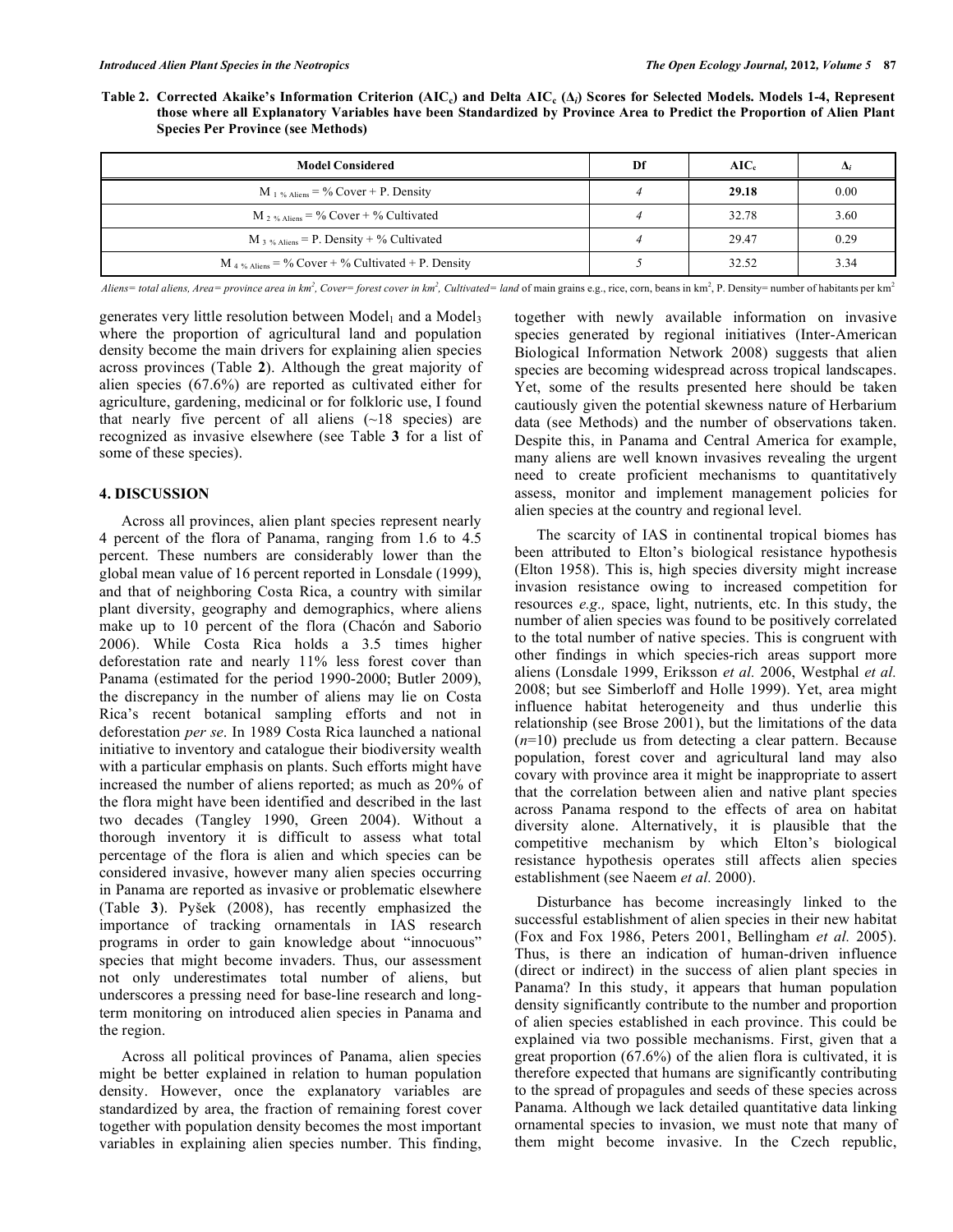**Table 2. Corrected Akaike's Information Criterion ($AIC_c$) and Delta $AIC_c$ ($\Delta_i$) Scores for Selected Models. Models 1-4, Represent those where all Explanatory Variables have been Standardized by Province Area to Predict the Proportion of Alien Plant Species Per Province (see Methods)**

| Model Considered | Df | $AIC_c$ | $\Delta_i$ |
|---|---|---|---|
| $M_{1\ \%\ Aliens}$ = % Cover + P. Density | *4* | **29.18** | 0.00 |
| $M_{2\ \%\ Aliens}$ = % Cover + % Cultivated | *4* | 32.78 | 3.60 |
| $M_{3\ \%\ Aliens}$ = P. Density + % Cultivated | *4* | 29.47 | 0.29 |
| $M_{4\ \%\ Aliens}$ = % Cover + % Cultivated + P. Density | *5* | 32.52 | 3.34 |

*Aliens= total aliens, Area= province area in km², Cover= forest cover in km², Cultivated= land* of main grains e.g., rice, corn, beans in km², P. Density= number of habitants per km²

generates very little resolution between $Model_1$ and a $Model_3$ where the proportion of agricultural land and population density become the main drivers for explaining alien species across provinces (Table **2**). Although the great majority of alien species (67.6%) are reported as cultivated either for agriculture, gardening, medicinal or for folkloric use, I found that nearly five percent of all aliens (~18 species) are recognized as invasive elsewhere (see Table **3** for a list of some of these species).

## 4. DISCUSSION

Across all provinces, alien plant species represent nearly 4 percent of the flora of Panama, ranging from 1.6 to 4.5 percent. These numbers are considerably lower than the global mean value of 16 percent reported in Lonsdale (1999), and that of neighboring Costa Rica, a country with similar plant diversity, geography and demographics, where aliens make up to 10 percent of the flora (Chacón and Saborio 2006). While Costa Rica holds a 3.5 times higher deforestation rate and nearly 11% less forest cover than Panama (estimated for the period 1990-2000; Butler 2009), the discrepancy in the number of aliens may lie on Costa Rica's recent botanical sampling efforts and not in deforestation *per se*. In 1989 Costa Rica launched a national initiative to inventory and catalogue their biodiversity wealth with a particular emphasis on plants. Such efforts might have increased the number of aliens reported; as much as 20% of the flora might have been identified and described in the last two decades (Tangley 1990, Green 2004). Without a thorough inventory it is difficult to assess what total percentage of the flora is alien and which species can be considered invasive, however many alien species occurring in Panama are reported as invasive or problematic elsewhere (Table **3**). Pyšek (2008), has recently emphasized the importance of tracking ornamentals in IAS research programs in order to gain knowledge about "innocuous" species that might become invaders. Thus, our assessment not only underestimates total number of aliens, but underscores a pressing need for base-line research and long-term monitoring on introduced alien species in Panama and the region.

Across all political provinces of Panama, alien species might be better explained in relation to human population density. However, once the explanatory variables are standardized by area, the fraction of remaining forest cover together with population density becomes the most important variables in explaining alien species number. This finding, together with newly available information on invasive species generated by regional initiatives (Inter-American Biological Information Network 2008) suggests that alien species are becoming widespread across tropical landscapes. Yet, some of the results presented here should be taken cautiously given the potential skewness nature of Herbarium data (see Methods) and the number of observations taken. Despite this, in Panama and Central America for example, many aliens are well known invasives revealing the urgent need to create proficient mechanisms to quantitatively assess, monitor and implement management policies for alien species at the country and regional level.

The scarcity of IAS in continental tropical biomes has been attributed to Elton's biological resistance hypothesis (Elton 1958). This is, high species diversity might increase invasion resistance owing to increased competition for resources *e.g.,* space, light, nutrients, etc. In this study, the number of alien species was found to be positively correlated to the total number of native species. This is congruent with other findings in which species-rich areas support more aliens (Lonsdale 1999, Eriksson *et al.* 2006, Westphal *et al.* 2008; but see Simberloff and Holle 1999). Yet, area might influence habitat heterogeneity and thus underlie this relationship (see Brose 2001), but the limitations of the data ($n$=10) preclude us from detecting a clear pattern. Because population, forest cover and agricultural land may also covary with province area it might be inappropriate to assert that the correlation between alien and native plant species across Panama respond to the effects of area on habitat diversity alone. Alternatively, it is plausible that the competitive mechanism by which Elton's biological resistance hypothesis operates still affects alien species establishment (see Naeem *et al.* 2000).

Disturbance has become increasingly linked to the successful establishment of alien species in their new habitat (Fox and Fox 1986, Peters 2001, Bellingham *et al.* 2005). Thus, is there an indication of human-driven influence (direct or indirect) in the success of alien plant species in Panama? In this study, it appears that human population density significantly contribute to the number and proportion of alien species established in each province. This could be explained via two possible mechanisms. First, given that a great proportion (67.6%) of the alien flora is cultivated, it is therefore expected that humans are significantly contributing to the spread of propagules and seeds of these species across Panama. Although we lack detailed quantitative data linking ornamental species to invasion, we must note that many of them might become invasive. In the Czech republic,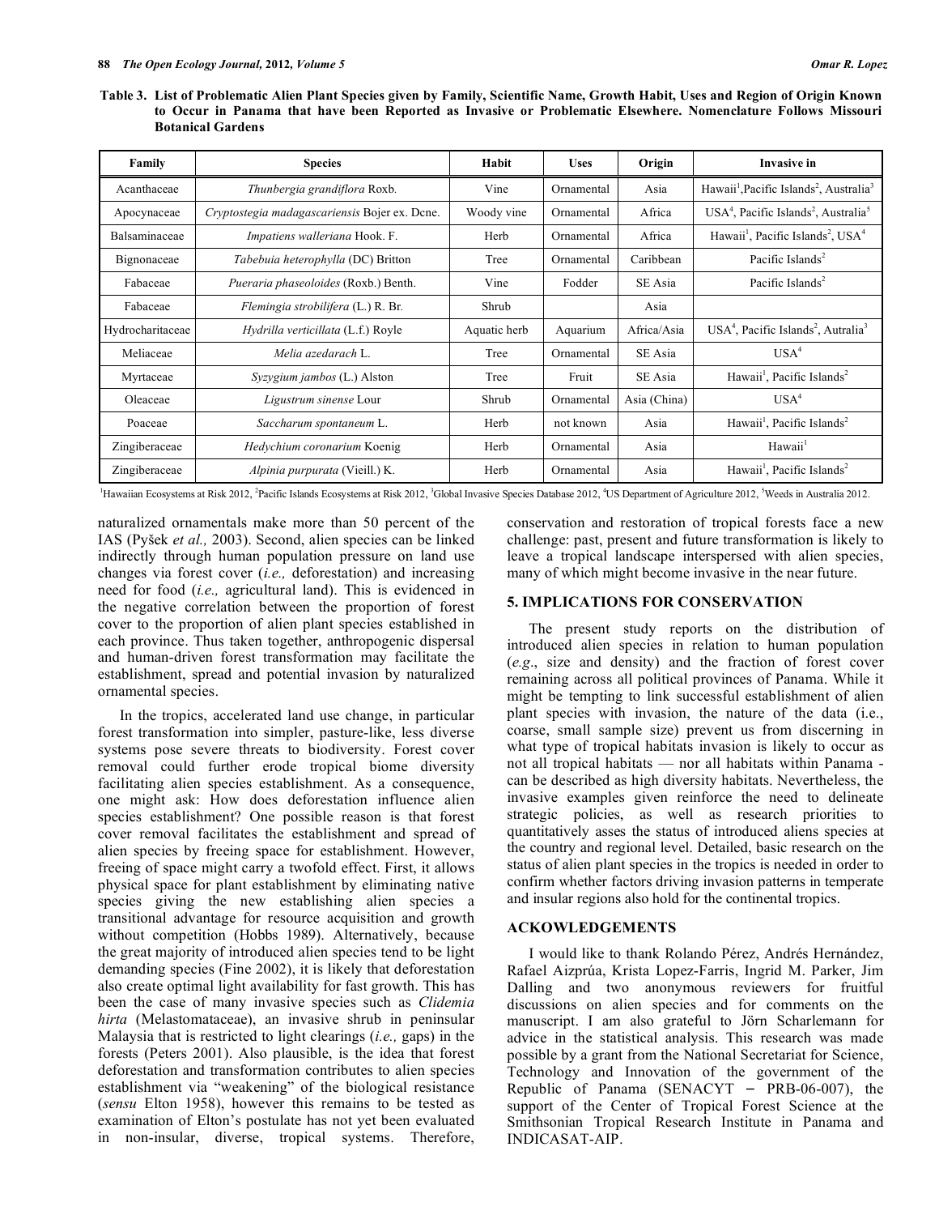**Table 3. List of Problematic Alien Plant Species given by Family, Scientific Name, Growth Habit, Uses and Region of Origin Known to Occur in Panama that have been Reported as Invasive or Problematic Elsewhere. Nomenclature Follows Missouri Botanical Gardens**

| Family | Species | Habit | Uses | Origin | Invasive in |
|---|---|---|---|---|---|
| Acanthaceae | *Thunbergia grandiflora* Roxb. | Vine | Ornamental | Asia | Hawaii[1],Pacific Islands[2], Australia[3] |
| Apocynaceae | *Cryptostegia madagascariensis* Bojer ex. Dcne. | Woody vine | Ornamental | Africa | USA[4], Pacific Islands[2], Australia[5] |
| Balsaminaceae | *Impatiens walleriana* Hook. F. | Herb | Ornamental | Africa | Hawaii[1], Pacific Islands[2], USA[4] |
| Bignonaceae | *Tabebuia heterophylla* (DC) Britton | Tree | Ornamental | Caribbean | Pacific Islands[2] |
| Fabaceae | *Pueraria phaseoloides* (Roxb.) Benth. | Vine | Fodder | SE Asia | Pacific Islands[2] |
| Fabaceae | *Flemingia strobilifera* (L.) R. Br. | Shrub | | Asia | |
| Hydrocharitaceae | *Hydrilla verticillata* (L.f.) Royle | Aquatic herb | Aquarium | Africa/Asia | USA[4], Pacific Islands[2], Autralia[3] |
| Meliaceae | *Melia azedarach* L. | Tree | Ornamental | SE Asia | USA[4] |
| Myrtaceae | *Syzygium jambos* (L.) Alston | Tree | Fruit | SE Asia | Hawaii[1], Pacific Islands[2] |
| Oleaceae | *Ligustrum sinense* Lour | Shrub | Ornamental | Asia (China) | USA[4] |
| Poaceae | *Saccharum spontaneum* L. | Herb | not known | Asia | Hawaii[1], Pacific Islands[2] |
| Zingiberaceae | *Hedychium coronarium* Koenig | Herb | Ornamental | Asia | Hawaii[1] |
| Zingiberaceae | *Alpinia purpurata* (Vieill.) K. | Herb | Ornamental | Asia | Hawaii[1], Pacific Islands[2] |

[1]Hawaiian Ecosystems at Risk 2012, [2]Pacific Islands Ecosystems at Risk 2012, [3]Global Invasive Species Database 2012, [4]US Department of Agriculture 2012, [5]Weeds in Australia 2012.

naturalized ornamentals make more than 50 percent of the IAS (Pyšek *et al.,* 2003). Second, alien species can be linked indirectly through human population pressure on land use changes via forest cover (*i.e.,* deforestation) and increasing need for food (*i.e.,* agricultural land). This is evidenced in the negative correlation between the proportion of forest cover to the proportion of alien plant species established in each province. Thus taken together, anthropogenic dispersal and human-driven forest transformation may facilitate the establishment, spread and potential invasion by naturalized ornamental species.

In the tropics, accelerated land use change, in particular forest transformation into simpler, pasture-like, less diverse systems pose severe threats to biodiversity. Forest cover removal could further erode tropical biome diversity facilitating alien species establishment. As a consequence, one might ask: How does deforestation influence alien species establishment? One possible reason is that forest cover removal facilitates the establishment and spread of alien species by freeing space for establishment. However, freeing of space might carry a twofold effect. First, it allows physical space for plant establishment by eliminating native species giving the new establishing alien species a transitional advantage for resource acquisition and growth without competition (Hobbs 1989). Alternatively, because the great majority of introduced alien species tend to be light demanding species (Fine 2002), it is likely that deforestation also create optimal light availability for fast growth. This has been the case of many invasive species such as *Clidemia hirta* (Melastomataceae), an invasive shrub in peninsular Malaysia that is restricted to light clearings (*i.e.,* gaps) in the forests (Peters 2001). Also plausible, is the idea that forest deforestation and transformation contributes to alien species establishment via "weakening" of the biological resistance (*sensu* Elton 1958), however this remains to be tested as examination of Elton's postulate has not yet been evaluated in non-insular, diverse, tropical systems. Therefore, conservation and restoration of tropical forests face a new challenge: past, present and future transformation is likely to leave a tropical landscape interspersed with alien species, many of which might become invasive in the near future.

## 5. IMPLICATIONS FOR CONSERVATION

The present study reports on the distribution of introduced alien species in relation to human population (*e.g*., size and density) and the fraction of forest cover remaining across all political provinces of Panama. While it might be tempting to link successful establishment of alien plant species with invasion, the nature of the data (i.e., coarse, small sample size) prevent us from discerning in what type of tropical habitats invasion is likely to occur as not all tropical habitats — nor all habitats within Panama - can be described as high diversity habitats. Nevertheless, the invasive examples given reinforce the need to delineate strategic policies, as well as research priorities to quantitatively asses the status of introduced aliens species at the country and regional level. Detailed, basic research on the status of alien plant species in the tropics is needed in order to confirm whether factors driving invasion patterns in temperate and insular regions also hold for the continental tropics.

## ACKOWLEDGEMENTS

I would like to thank Rolando Pérez, Andrés Hernández, Rafael Aizprúa, Krista Lopez-Farris, Ingrid M. Parker, Jim Dalling and two anonymous reviewers for fruitful discussions on alien species and for comments on the manuscript. I am also grateful to Jörn Scharlemann for advice in the statistical analysis. This research was made possible by a grant from the National Secretariat for Science, Technology and Innovation of the government of the Republic of Panama (SENACYT – PRB-06-007), the support of the Center of Tropical Forest Science at the Smithsonian Tropical Research Institute in Panama and INDICASAT-AIP.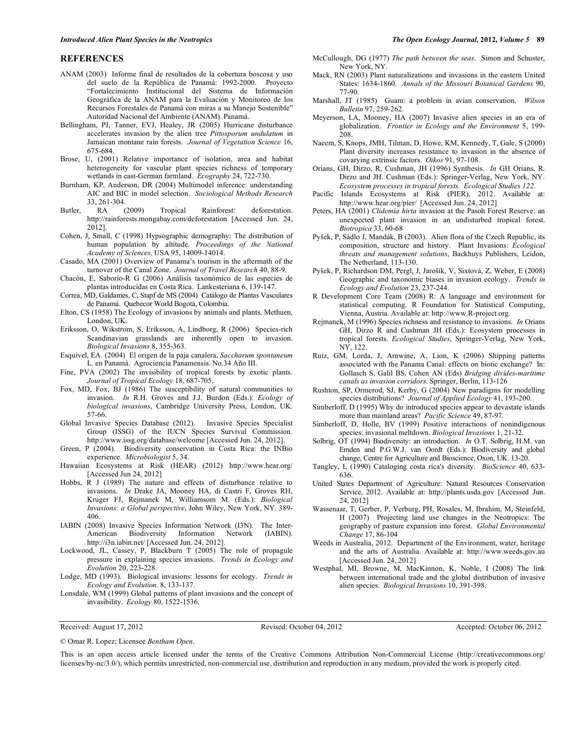## REFERENCES

ANAM (2003) Informe final de resultados de la cobertura boscosa y uso del suelo de la República de Panamá: 1992-2000. Proyecto "Fortalecimiento Institucional del Sistema de Información Geográfica de la ANAM para la Evaluación y Monitoreo de los Recursos Forestales de Panamá con miras a su Manejo Sostenible" Autoridad Nacional del Ambiente (ANAM). Panamá.

Bellingham, PJ, Tanner, EVJ, Healey, JR (2005) Hurricane disturbance accelerates invasion by the alien tree *Pittosporum undulatum* in Jamaican montane rain forests. *Journal of Vegetation Science* 16, 675-684.

Brose, U, (2001) Relative importance of isolation, area and habitat heterogeneity for vascular plant species richness of temporary wetlands in east-German farmland. *Ecography* 24, 722-730.

Burnham, KP, Anderson, DR (2004) Multimodel inference: understanding AIC and BIC in model selection. *Sociological Methods Research* 33, 261-304.

Butler, RA (2009) Tropical Rainforest: deforestation. http://rainforests.mongabay.com/deforestation [Accessed Jun. 24, 2012].

Cohen, J, Small, C (1998) Hypsographic demography: The distribution of human population by altitude. *Proceedings of the National Academy of Sciences,* USA 95, 14009-14014.

Casado, MA (2001) Overview of Panama's tourism in the aftermath of the turnover of the Canal Zone. *Journal of Travel Research* 40, 88-9.

Chacón, E, Saborío-R G (2006) Análisis taxonómico de las especies de plantas introducidas en Costa Rica. Lankesteriana 6, 139-147.

Correa, MD, Galdames, C, Stapf de MS (2004) Catálogo de Plantas Vasculares de Panamá. Quebecor World Bogotá, Colombia.

Elton, CS (1958) The Ecology of invasions by animals and plants. Methuen, London, UK.

Eriksson, O, Wikstrom, S, Eriksson, A, Lindborg, R (2006) Species-rich Scandinavian grasslands are inherently open to invasion. *Biological Invasions* 8, 355-363.

Esquivel, EA (2004) El origen de la paja canalera, *Saccharum spontaneum* L. en Panamá. Agrociencia Panamensis. No.34 Año III.

Fine, PVA (2002) The invisibility of tropical forests by exotic plants. *Journal of Tropical Ecology* 18, 687-705.

Fox, MD, Fox, BJ (1986) The susceptibility of natural communities to invasion. *In* R.H. Groves and J.J. Burdon (Eds.): *Ecology of biological invasions*, Cambridge University Press, London, UK. 57-66.

Global Invasive Species Database (2012). Invasive Species Specialist Group (ISSG) of the IUCN Species Survival Commission. http://www.issg.org/database/welcome [Accessed Jun. 24, 2012].

Green, P (2004). Biodiversity conservation in Costa Rica: the INBio experience. *Microbiologist* 5, 34.

Hawaiian Ecosystems at Risk (HEAR) (2012) http://www.hear.org/ [Accessed Jun 24, 2012]

Hobbs, R J (1989) The nature and effects of disturbance relative to invasions. *In* Drake JA, Mooney HA, di Castri F, Groves RH, Kruger FJ, Rejmanek M, Williamsom M. (Eds.): *Biological Invasions: a Global perspective*, John Wiley, New York, NY. 389-406.

IABIN (2008) Invasive Species Information Network (I3N). The Inter-American Biodiversity Information Network (IABIN). http://i3n.iabin.net/ [Accessed Jun. 24, 2012].

Lockwood, JL, Cassey, P, Blackburn T (2005) The role of propagule pressure in explaining species invasions. *Trends in Ecology and Evolution* 20, 223-228.

Lodge, MD (1993). Biological invasions: lessons for ecology. *Trends in Ecology and Evolution*. 8, 133-137.

Lonsdale, WM (1999) Global patterns of plant invasions and the concept of invasibility. *Ecology* 80, 1522-1536.

McCullough, DG (1977) *The path between the seas*. Simon and Schuster, New York, NY.

Mack, RN (2003) Plant naturalizations and invasions in the eastern United States: 1634-1860. *Annals of the Missouri Botanical Gardens* 90, 77-90.

Marshall, JT (1985) Guam: a problem in avian conservation. *Wilson Bulletin* 97, 259-262.

Meyerson, LA, Mooney, HA (2007) Invasive alien species in an era of globalization. *Frontier in Ecology and the Environment* 5, 199-208.

Naeem, S, Knops, JMH, Tilman, D, Howe, KM, Kennedy, T, Gale, S (2000) Plant diversity increases resistance to invasion in the absence of covarying extrinsic factors. *Oikos* 91, 97-108.

Orians, GH, Dirzo, R, Cushman, JH (1996) Synthesis. *In* GH Orians, R. Dirzo and JH. Cushman (Eds.): Springer-Verlag, New York, NY. *Ecosystem processes in tropical forests. Ecological Studies 122*.

Pacific Islands Ecosystems at Risk (PIER), 2012. Available at: http://www.hear.org/pier/ [Accessed Jun. 24, 2012]

Peters, HA (2001) *Clidemia hirta* invasion at the Pasoh Forest Reserve: an unexpected plant invasion in an undisturbed tropical forest. *Biotropica* 33, 60-68

Pyšek, P, Sádlo J, Mandák, B (2003). Alien flora of the Czech Republic, its composition, structure and history. Plant Invasions: *Ecological threats and management solutions*, Backhuys Publishers, Leidon, The Netherland, 113-130.

Pyšek, P, Richardson DM, Pergl, J, Jarošík, V, Sixtová, Z, Weber, E (2008) Geographic and taxonomic biases in invasion ecology. *Trends in Ecology and Evolution* 23, 237-244.

R Development Core Team (2008) R: A language and environment for statistical computing. R Foundation for Statistical Computing, Vienna, Austria. Available at: http://www.R-project.org.

Rejmanek, M (1996) Species richness and resistance to invasions. *In* Orians GH, Dirzo R and Cushman JH (Eds.): Ecosystem processes in tropical forests. *Ecological Studies*, Springer-Verlag, New York, NY, 122.

Ruiz, GM, Lorda, J, Arnwine, A, Lion, K (2006) Shipping patterns associated with the Panama Canal: effects on biotic exchange? In: Gollasch S, Galil BS, Cohen AN (Eds) *Bridging divides-maritime canals as invasion corridors*. Springer, Berlin, 113-126

Rushton, SP, Ormerod, SJ, Kerby, G (2004) New paradigms for modelling species distributions? *Journal of Applied Ecology* 41, 193-200.

Simberloff, D (1995) Why do introduced species appear to devastate islands more than mainland areas? *Pacific Science* 49, 87-97.

Simberloff, D, Holle, BV (1999) Positive interactions of nonindigenous species: invasional meltdown. *Biological Invasions* 1, 21-32.

Solbrig, OT (1994) Biodiversity: an introduction. *In* O.T. Solbrig, H.M. van Emden and P.G.W.J. van Oordt (Eds.): Biodiversity and global change, Centre for Agriculture and Bioscience, Oxon, UK. 13-20.

Tangley, L (1990) Cataloging costa rica's diversity. *BioScience* 40, 633-636.

United States Department of Agriculture: Natural Resources Conservation Service, 2012. Available at: http://plants.usda.gov [Accessed Jun. 24, 2012]

Wassenaar, T, Gerber, P, Verburg, PH, Rosales, M, Ibrahim, M, Steinfeld, H (2007) Projecting land use changes in the Neotropics: The geography of pasture expansion into forest. *Global Environmental Change* 17, 86-104

Weeds in Australia, 2012. Department of the Environment, water, heritage and the arts of Australia. Available at: http://www.weeds.gov.au [Accessed Jun. 24, 2012]

Westphal, MI, Browne, M, MacKinnon, K, Noble, I (2008) The link between international trade and the global distribution of invasive alien species. *Biological Invasions* 10, 391-398.

Received: August 17, 2012 Revised: October 04, 2012 Accepted: October 06, 2012

© Omar R. Lopez; Licensee *Bentham Open*.

This is an open access article licensed under the terms of the Creative Commons Attribution Non-Commercial License (http://creativecommons.org/licenses/by-nc/3.0/), which permits unrestricted, non-commercial use, distribution and reproduction in any medium, provided the work is properly cited.